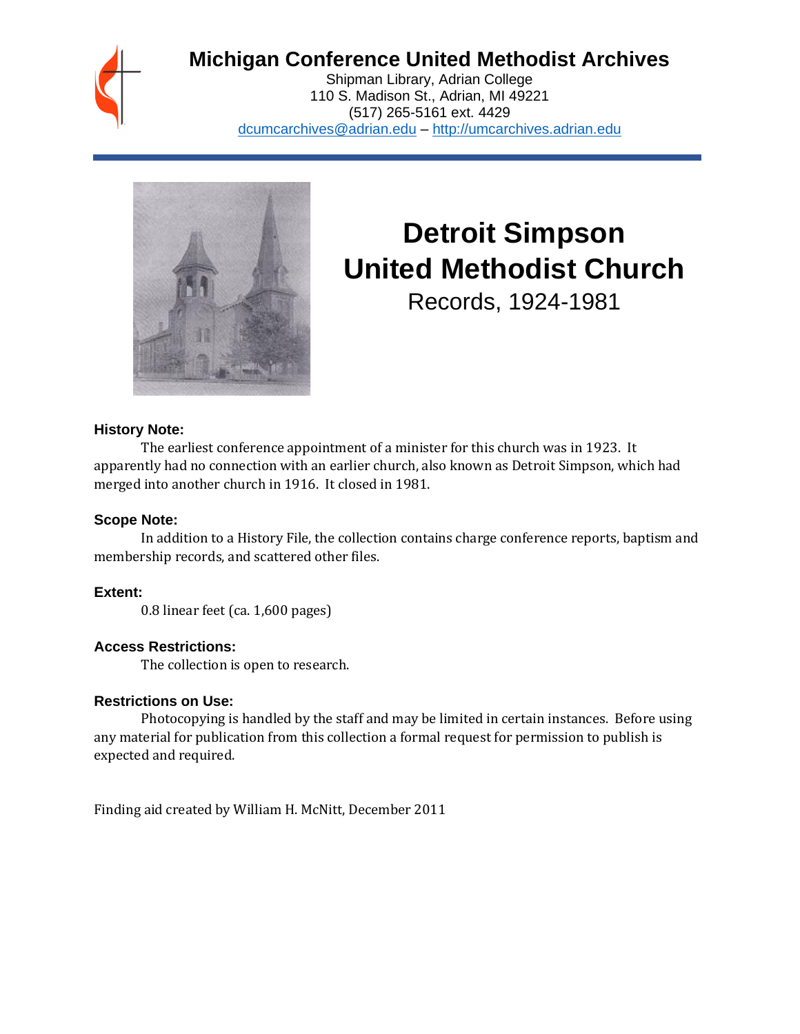# Michigan Conference United Methodist Archives

Shipman Library, Adrian College
110 S. Madison St., Adrian, MI 49221
(517) 265-5161 ext. 4429
dcumcarchives@adrian.edu – http://umcarchives.adrian.edu

# Detroit Simpson United Methodist Church

Records, 1924-1981

### History Note:

The earliest conference appointment of a minister for this church was in 1923. It apparently had no connection with an earlier church, also known as Detroit Simpson, which had merged into another church in 1916. It closed in 1981.

### Scope Note:

In addition to a History File, the collection contains charge conference reports, baptism and membership records, and scattered other files.

### Extent:

0.8 linear feet (ca. 1,600 pages)

### Access Restrictions:

The collection is open to research.

### Restrictions on Use:

Photocopying is handled by the staff and may be limited in certain instances. Before using any material for publication from this collection a formal request for permission to publish is expected and required.

Finding aid created by William H. McNitt, December 2011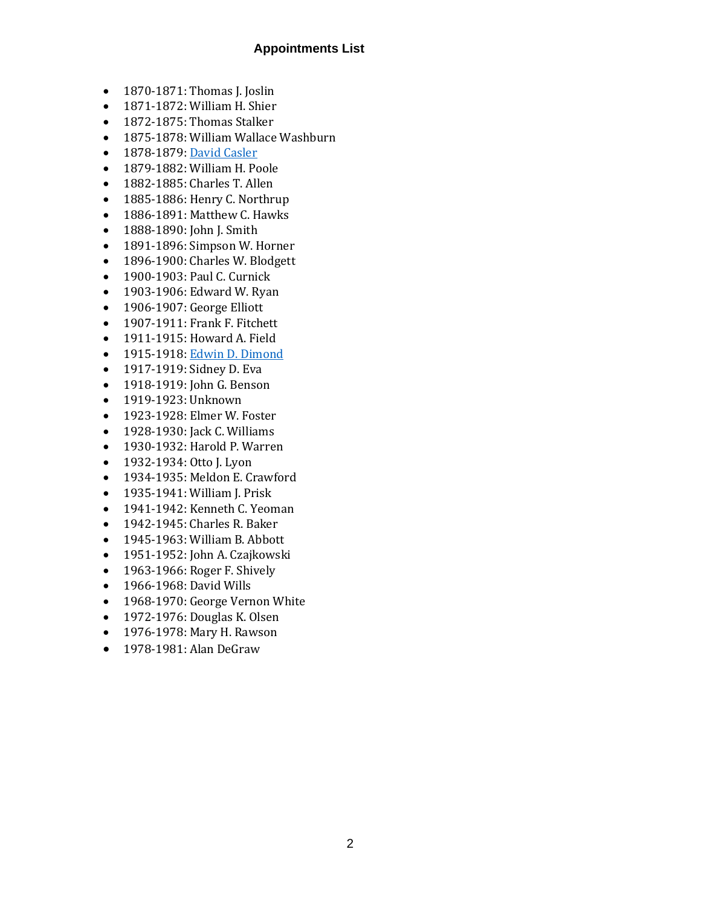## Appointments List

- 1870-1871: Thomas J. Joslin
- 1871-1872: William H. Shier
- 1872-1875: Thomas Stalker
- 1875-1878: William Wallace Washburn
- 1878-1879: David Casler
- 1879-1882: William H. Poole
- 1882-1885: Charles T. Allen
- 1885-1886: Henry C. Northrup
- 1886-1891: Matthew C. Hawks
- 1888-1890: John J. Smith
- 1891-1896: Simpson W. Horner
- 1896-1900: Charles W. Blodgett
- 1900-1903: Paul C. Curnick
- 1903-1906: Edward W. Ryan
- 1906-1907: George Elliott
- 1907-1911: Frank F. Fitchett
- 1911-1915: Howard A. Field
- 1915-1918: Edwin D. Dimond
- 1917-1919: Sidney D. Eva
- 1918-1919: John G. Benson
- 1919-1923: Unknown
- 1923-1928: Elmer W. Foster
- 1928-1930: Jack C. Williams
- 1930-1932: Harold P. Warren
- 1932-1934: Otto J. Lyon
- 1934-1935: Meldon E. Crawford
- 1935-1941: William J. Prisk
- 1941-1942: Kenneth C. Yeoman
- 1942-1945: Charles R. Baker
- 1945-1963: William B. Abbott
- 1951-1952: John A. Czajkowski
- 1963-1966: Roger F. Shively
- 1966-1968: David Wills
- 1968-1970: George Vernon White
- 1972-1976: Douglas K. Olsen
- 1976-1978: Mary H. Rawson
- 1978-1981: Alan DeGraw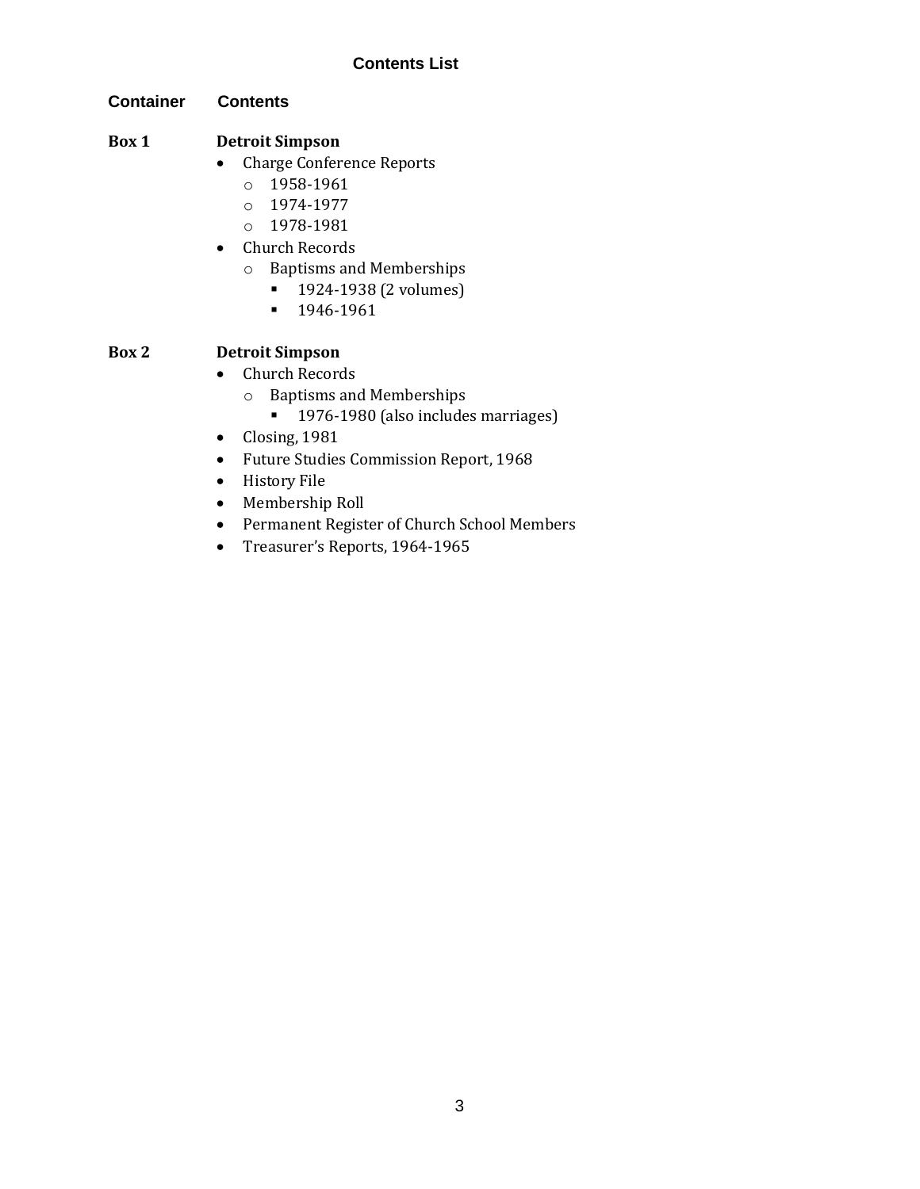## Contents List

**Container** **Contents**

**Box 1** **Detroit Simpson**

- Charge Conference Reports
  - 1958-1961
  - 1974-1977
  - 1978-1981
- Church Records
  - Baptisms and Memberships
    - 1924-1938 (2 volumes)
    - 1946-1961

**Box 2** **Detroit Simpson**

- Church Records
  - Baptisms and Memberships
    - 1976-1980 (also includes marriages)
- Closing, 1981
- Future Studies Commission Report, 1968
- History File
- Membership Roll
- Permanent Register of Church School Members
- Treasurer's Reports, 1964-1965